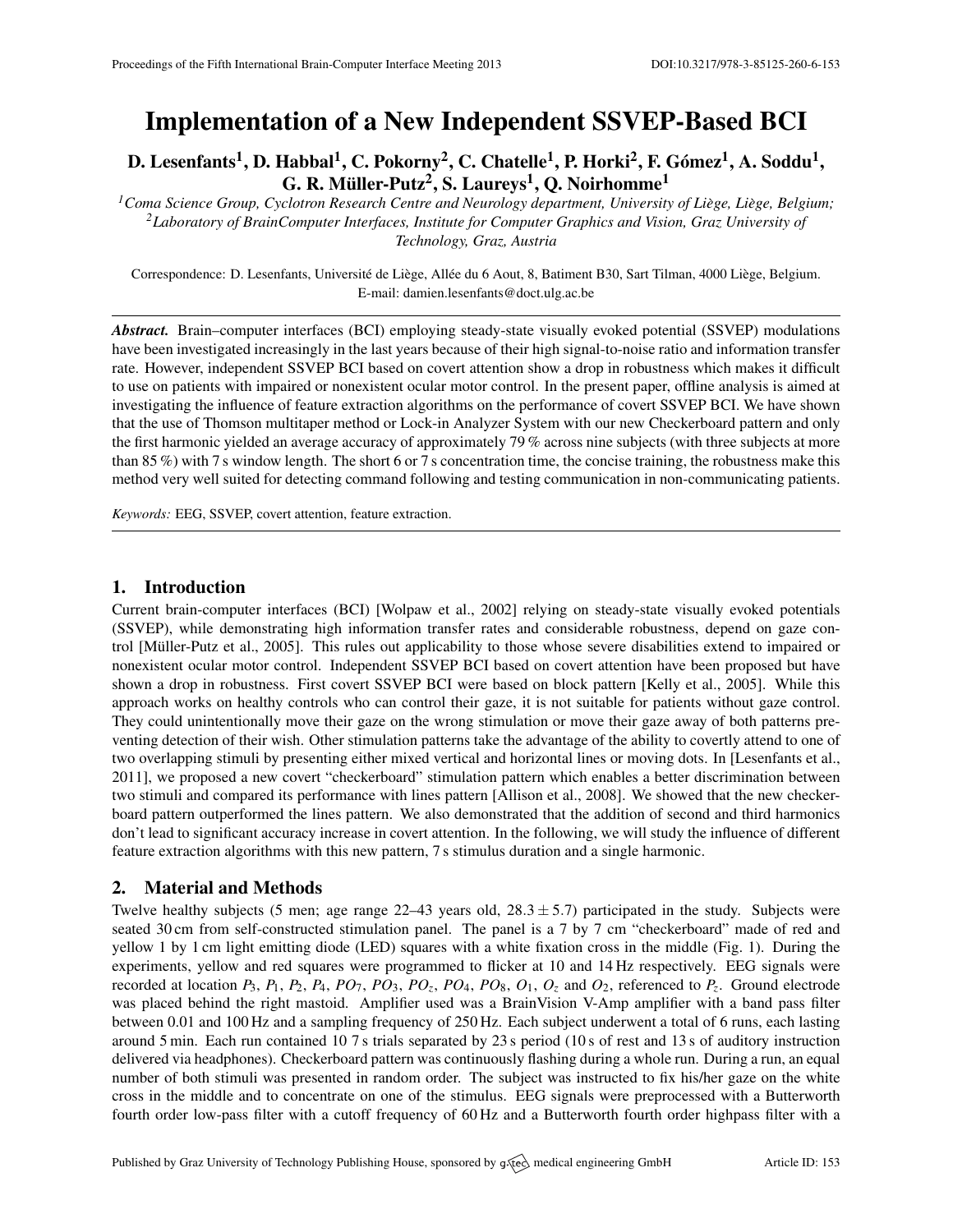# Implementation of a New Independent SSVEP-Based BCI

**D. Lesenfants[1], D. Habbal[1], C. Pokorny[2], C. Chatelle[1], P. Horki[2], F. Gómez[1], A. Soddu[1], G. R. Müller-Putz[2], S. Laureys[1], Q. Noirhomme[1]**

*[1]Coma Science Group, Cyclotron Research Centre and Neurology department, University of Liège, Liège, Belgium;*
*[2]Laboratory of BrainComputer Interfaces, Institute for Computer Graphics and Vision, Graz University of Technology, Graz, Austria*

Correspondence: D. Lesenfants, Université de Liège, Allée du 6 Aout, 8, Batiment B30, Sart Tilman, 4000 Liège, Belgium. E-mail: damien.lesenfants@doct.ulg.ac.be

***Abstract.*** Brain–computer interfaces (BCI) employing steady-state visually evoked potential (SSVEP) modulations have been investigated increasingly in the last years because of their high signal-to-noise ratio and information transfer rate. However, independent SSVEP BCI based on covert attention show a drop in robustness which makes it difficult to use on patients with impaired or nonexistent ocular motor control. In the present paper, offline analysis is aimed at investigating the influence of feature extraction algorithms on the performance of covert SSVEP BCI. We have shown that the use of Thomson multitaper method or Lock-in Analyzer System with our new Checkerboard pattern and only the first harmonic yielded an average accuracy of approximately 79 % across nine subjects (with three subjects at more than 85 %) with 7 s window length. The short 6 or 7 s concentration time, the concise training, the robustness make this method very well suited for detecting command following and testing communication in non-communicating patients.

*Keywords:* EEG, SSVEP, covert attention, feature extraction.

## 1. Introduction

Current brain-computer interfaces (BCI) [Wolpaw et al., 2002] relying on steady-state visually evoked potentials (SSVEP), while demonstrating high information transfer rates and considerable robustness, depend on gaze control [Müller-Putz et al., 2005]. This rules out applicability to those whose severe disabilities extend to impaired or nonexistent ocular motor control. Independent SSVEP BCI based on covert attention have been proposed but have shown a drop in robustness. First covert SSVEP BCI were based on block pattern [Kelly et al., 2005]. While this approach works on healthy controls who can control their gaze, it is not suitable for patients without gaze control. They could unintentionally move their gaze on the wrong stimulation or move their gaze away of both patterns preventing detection of their wish. Other stimulation patterns take the advantage of the ability to covertly attend to one of two overlapping stimuli by presenting either mixed vertical and horizontal lines or moving dots. In [Lesenfants et al., 2011], we proposed a new covert "checkerboard" stimulation pattern which enables a better discrimination between two stimuli and compared its performance with lines pattern [Allison et al., 2008]. We showed that the new checkerboard pattern outperformed the lines pattern. We also demonstrated that the addition of second and third harmonics don't lead to significant accuracy increase in covert attention. In the following, we will study the influence of different feature extraction algorithms with this new pattern, 7 s stimulus duration and a single harmonic.

## 2. Material and Methods

Twelve healthy subjects (5 men; age range 22–43 years old, $28.3 \pm 5.7$) participated in the study. Subjects were seated 30 cm from self-constructed stimulation panel. The panel is a 7 by 7 cm "checkerboard" made of red and yellow 1 by 1 cm light emitting diode (LED) squares with a white fixation cross in the middle (Fig. 1). During the experiments, yellow and red squares were programmed to flicker at 10 and 14 Hz respectively. EEG signals were recorded at location $P_3$, $P_1$, $P_2$, $P_4$, $PO_7$, $PO_3$, $PO_z$, $PO_4$, $PO_8$, $O_1$, $O_z$ and $O_2$, referenced to $P_z$. Ground electrode was placed behind the right mastoid. Amplifier used was a BrainVision V-Amp amplifier with a band pass filter between 0.01 and 100 Hz and a sampling frequency of 250 Hz. Each subject underwent a total of 6 runs, each lasting around 5 min. Each run contained 10 7 s trials separated by 23 s period (10 s of rest and 13 s of auditory instruction delivered via headphones). Checkerboard pattern was continuously flashing during a whole run. During a run, an equal number of both stimuli was presented in random order. The subject was instructed to fix his/her gaze on the white cross in the middle and to concentrate on one of the stimulus. EEG signals were preprocessed with a Butterworth fourth order low-pass filter with a cutoff frequency of 60 Hz and a Butterworth fourth order highpass filter with a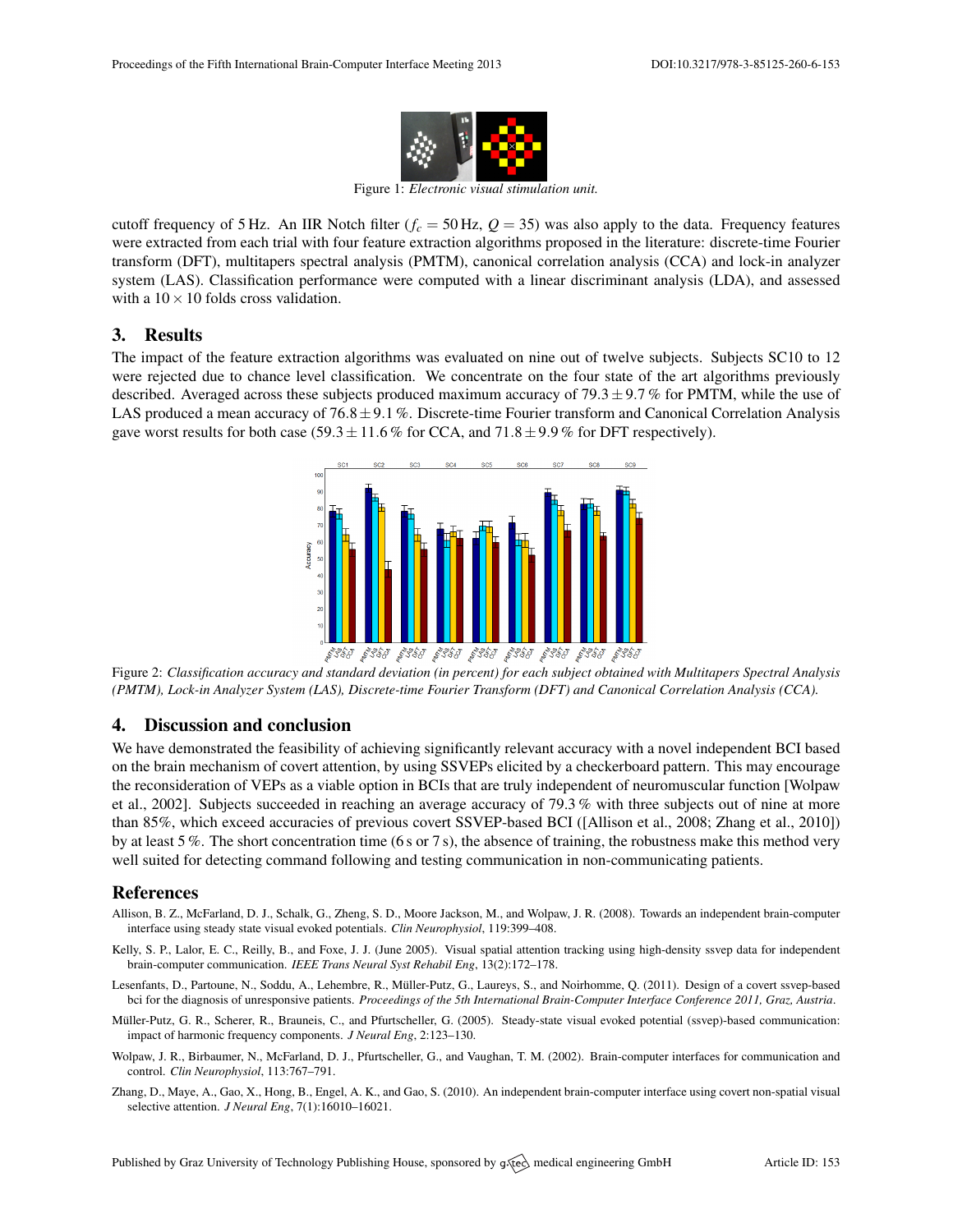Figure 1: *Electronic visual stimulation unit.*

cutoff frequency of 5 Hz. An IIR Notch filter ($f_c = 50$ Hz, $Q = 35$) was also apply to the data. Frequency features were extracted from each trial with four feature extraction algorithms proposed in the literature: discrete-time Fourier transform (DFT), multitapers spectral analysis (PMTM), canonical correlation analysis (CCA) and lock-in analyzer system (LAS). Classification performance were computed with a linear discriminant analysis (LDA), and assessed with a $10 \times 10$ folds cross validation.

## 3. Results

The impact of the feature extraction algorithms was evaluated on nine out of twelve subjects. Subjects SC10 to 12 were rejected due to chance level classification. We concentrate on the four state of the art algorithms previously described. Averaged across these subjects produced maximum accuracy of $79.3 \pm 9.7$ % for PMTM, while the use of LAS produced a mean accuracy of $76.8 \pm 9.1$ %. Discrete-time Fourier transform and Canonical Correlation Analysis gave worst results for both case ($59.3 \pm 11.6$ % for CCA, and $71.8 \pm 9.9$ % for DFT respectively).

SC1 SC2 SC3 SC4 SC5 SC6 SC7 SC8 SC9

Accuracy

100 90 80 70 60 50 40 30 20 10 0

PMTM LAS DFT CCA

Figure 2: *Classification accuracy and standard deviation (in percent) for each subject obtained with Multitapers Spectral Analysis (PMTM), Lock-in Analyzer System (LAS), Discrete-time Fourier Transform (DFT) and Canonical Correlation Analysis (CCA).*

## 4. Discussion and conclusion

We have demonstrated the feasibility of achieving significantly relevant accuracy with a novel independent BCI based on the brain mechanism of covert attention, by using SSVEPs elicited by a checkerboard pattern. This may encourage the reconsideration of VEPs as a viable option in BCIs that are truly independent of neuromuscular function [Wolpaw et al., 2002]. Subjects succeeded in reaching an average accuracy of 79.3 % with three subjects out of nine at more than 85%, which exceed accuracies of previous covert SSVEP-based BCI ([Allison et al., 2008; Zhang et al., 2010]) by at least 5 %. The short concentration time (6 s or 7 s), the absence of training, the robustness make this method very well suited for detecting command following and testing communication in non-communicating patients.

## References

Allison, B. Z., McFarland, D. J., Schalk, G., Zheng, S. D., Moore Jackson, M., and Wolpaw, J. R. (2008). Towards an independent brain-computer interface using steady state visual evoked potentials. *Clin Neurophysiol*, 119:399–408.

Kelly, S. P., Lalor, E. C., Reilly, B., and Foxe, J. J. (June 2005). Visual spatial attention tracking using high-density ssvep data for independent brain-computer communication. *IEEE Trans Neural Syst Rehabil Eng*, 13(2):172–178.

Lesenfants, D., Partoune, N., Soddu, A., Lehembre, R., Müller-Putz, G., Laureys, S., and Noirhomme, Q. (2011). Design of a covert ssvep-based bci for the diagnosis of unresponsive patients. *Proceedings of the 5th International Brain-Computer Interface Conference 2011, Graz, Austria*.

Müller-Putz, G. R., Scherer, R., Brauneis, C., and Pfurtscheller, G. (2005). Steady-state visual evoked potential (ssvep)-based communication: impact of harmonic frequency components. *J Neural Eng*, 2:123–130.

Wolpaw, J. R., Birbaumer, N., McFarland, D. J., Pfurtscheller, G., and Vaughan, T. M. (2002). Brain-computer interfaces for communication and control. *Clin Neurophysiol*, 113:767–791.

Zhang, D., Maye, A., Gao, X., Hong, B., Engel, A. K., and Gao, S. (2010). An independent brain-computer interface using covert non-spatial visual selective attention. *J Neural Eng*, 7(1):16010–16021.